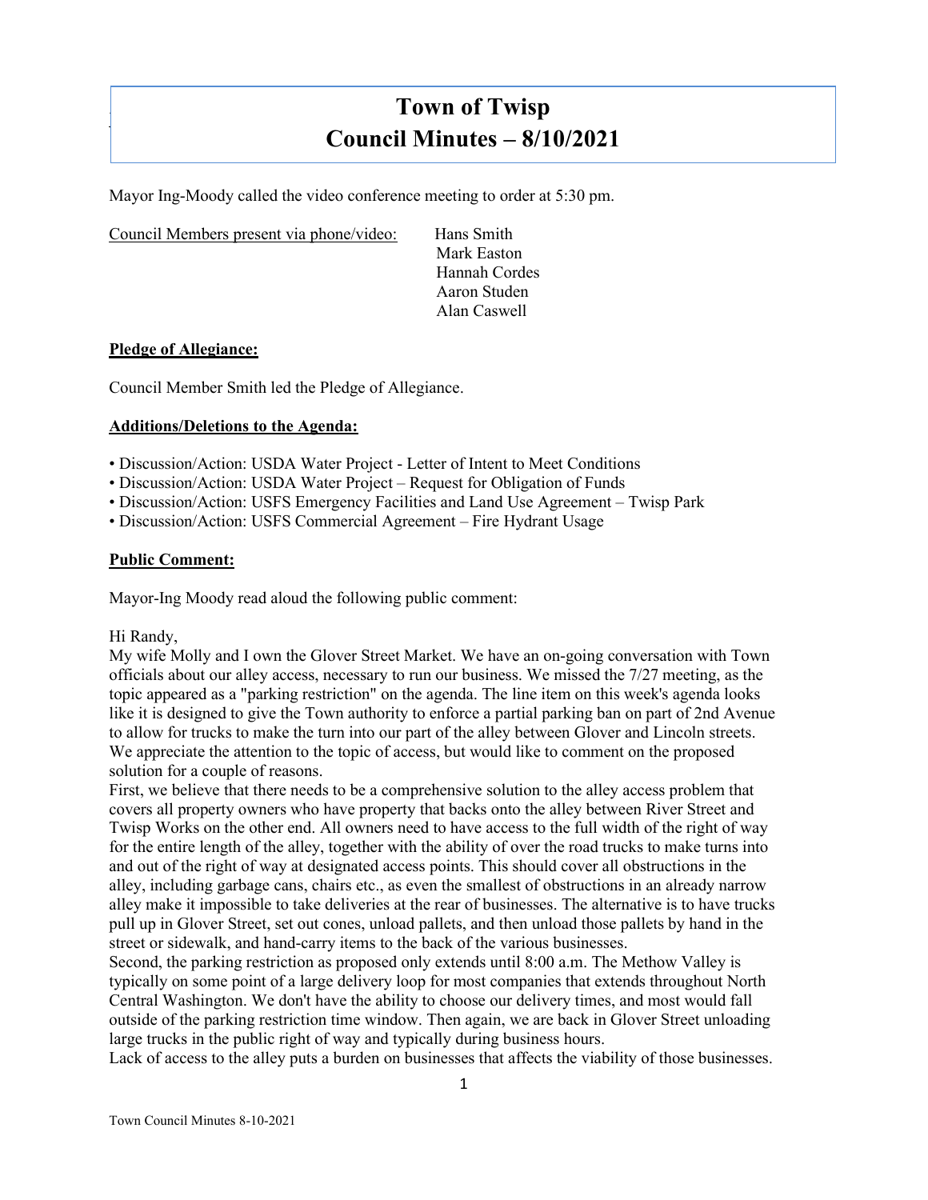# Town of Twisp
# Council Minutes – 8/10/2021

Mayor Ing-Moody called the video conference meeting to order at 5:30 pm.

Council Members present via phone/video: Hans Smith
Mark Easton
Hannah Cordes
Aaron Studen
Alan Caswell

**Pledge of Allegiance:**

Council Member Smith led the Pledge of Allegiance.

**Additions/Deletions to the Agenda:**

- Discussion/Action: USDA Water Project - Letter of Intent to Meet Conditions
- Discussion/Action: USDA Water Project – Request for Obligation of Funds
- Discussion/Action: USFS Emergency Facilities and Land Use Agreement – Twisp Park
- Discussion/Action: USFS Commercial Agreement – Fire Hydrant Usage

**Public Comment:**

Mayor-Ing Moody read aloud the following public comment:

Hi Randy,
My wife Molly and I own the Glover Street Market. We have an on-going conversation with Town officials about our alley access, necessary to run our business. We missed the 7/27 meeting, as the topic appeared as a "parking restriction" on the agenda. The line item on this week's agenda looks like it is designed to give the Town authority to enforce a partial parking ban on part of 2nd Avenue to allow for trucks to make the turn into our part of the alley between Glover and Lincoln streets. We appreciate the attention to the topic of access, but would like to comment on the proposed solution for a couple of reasons.
First, we believe that there needs to be a comprehensive solution to the alley access problem that covers all property owners who have property that backs onto the alley between River Street and Twisp Works on the other end. All owners need to have access to the full width of the right of way for the entire length of the alley, together with the ability of over the road trucks to make turns into and out of the right of way at designated access points. This should cover all obstructions in the alley, including garbage cans, chairs etc., as even the smallest of obstructions in an already narrow alley make it impossible to take deliveries at the rear of businesses. The alternative is to have trucks pull up in Glover Street, set out cones, unload pallets, and then unload those pallets by hand in the street or sidewalk, and hand-carry items to the back of the various businesses.
Second, the parking restriction as proposed only extends until 8:00 a.m. The Methow Valley is typically on some point of a large delivery loop for most companies that extends throughout North Central Washington. We don't have the ability to choose our delivery times, and most would fall outside of the parking restriction time window. Then again, we are back in Glover Street unloading large trucks in the public right of way and typically during business hours.
Lack of access to the alley puts a burden on businesses that affects the viability of those businesses.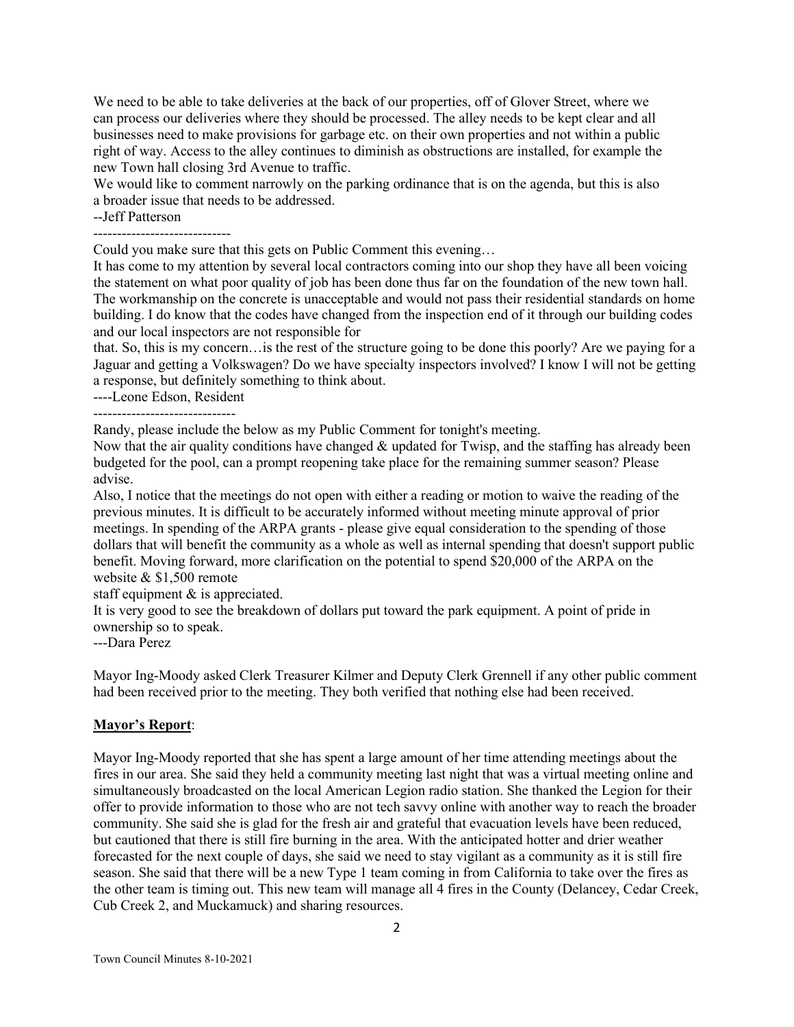We need to be able to take deliveries at the back of our properties, off of Glover Street, where we can process our deliveries where they should be processed. The alley needs to be kept clear and all businesses need to make provisions for garbage etc. on their own properties and not within a public right of way. Access to the alley continues to diminish as obstructions are installed, for example the new Town hall closing 3rd Avenue to traffic.

We would like to comment narrowly on the parking ordinance that is on the agenda, but this is also a broader issue that needs to be addressed.

--Jeff Patterson

-----------------------------

Could you make sure that this gets on Public Comment this evening…

It has come to my attention by several local contractors coming into our shop they have all been voicing the statement on what poor quality of job has been done thus far on the foundation of the new town hall. The workmanship on the concrete is unacceptable and would not pass their residential standards on home building. I do know that the codes have changed from the inspection end of it through our building codes and our local inspectors are not responsible for that. So, this is my concern…is the rest of the structure going to be done this poorly? Are we paying for a Jaguar and getting a Volkswagen? Do we have specialty inspectors involved? I know I will not be getting a response, but definitely something to think about.

----Leone Edson, Resident

------------------------------

Randy, please include the below as my Public Comment for tonight's meeting.

Now that the air quality conditions have changed & updated for Twisp, and the staffing has already been budgeted for the pool, can a prompt reopening take place for the remaining summer season? Please advise.

Also, I notice that the meetings do not open with either a reading or motion to waive the reading of the previous minutes. It is difficult to be accurately informed without meeting minute approval of prior meetings. In spending of the ARPA grants - please give equal consideration to the spending of those dollars that will benefit the community as a whole as well as internal spending that doesn't support public benefit. Moving forward, more clarification on the potential to spend $20,000 of the ARPA on the website & $1,500 remote staff equipment & is appreciated.

It is very good to see the breakdown of dollars put toward the park equipment. A point of pride in ownership so to speak.

---Dara Perez

Mayor Ing-Moody asked Clerk Treasurer Kilmer and Deputy Clerk Grennell if any other public comment had been received prior to the meeting. They both verified that nothing else had been received.

**Mayor's Report**:

Mayor Ing-Moody reported that she has spent a large amount of her time attending meetings about the fires in our area. She said they held a community meeting last night that was a virtual meeting online and simultaneously broadcasted on the local American Legion radio station. She thanked the Legion for their offer to provide information to those who are not tech savvy online with another way to reach the broader community. She said she is glad for the fresh air and grateful that evacuation levels have been reduced, but cautioned that there is still fire burning in the area. With the anticipated hotter and drier weather forecasted for the next couple of days, she said we need to stay vigilant as a community as it is still fire season. She said that there will be a new Type 1 team coming in from California to take over the fires as the other team is timing out. This new team will manage all 4 fires in the County (Delancey, Cedar Creek, Cub Creek 2, and Muckamuck) and sharing resources.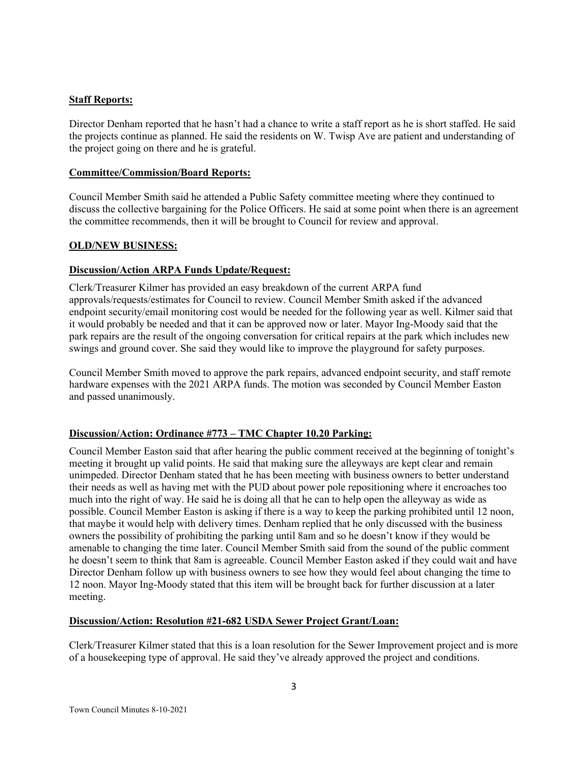**Staff Reports:**

Director Denham reported that he hasn't had a chance to write a staff report as he is short staffed. He said the projects continue as planned. He said the residents on W. Twisp Ave are patient and understanding of the project going on there and he is grateful.

**Committee/Commission/Board Reports:**

Council Member Smith said he attended a Public Safety committee meeting where they continued to discuss the collective bargaining for the Police Officers. He said at some point when there is an agreement the committee recommends, then it will be brought to Council for review and approval.

**OLD/NEW BUSINESS:**

**Discussion/Action ARPA Funds Update/Request:**

Clerk/Treasurer Kilmer has provided an easy breakdown of the current ARPA fund approvals/requests/estimates for Council to review. Council Member Smith asked if the advanced endpoint security/email monitoring cost would be needed for the following year as well. Kilmer said that it would probably be needed and that it can be approved now or later. Mayor Ing-Moody said that the park repairs are the result of the ongoing conversation for critical repairs at the park which includes new swings and ground cover. She said they would like to improve the playground for safety purposes.

Council Member Smith moved to approve the park repairs, advanced endpoint security, and staff remote hardware expenses with the 2021 ARPA funds. The motion was seconded by Council Member Easton and passed unanimously.

**Discussion/Action: Ordinance #773 – TMC Chapter 10.20 Parking:**

Council Member Easton said that after hearing the public comment received at the beginning of tonight's meeting it brought up valid points. He said that making sure the alleyways are kept clear and remain unimpeded. Director Denham stated that he has been meeting with business owners to better understand their needs as well as having met with the PUD about power pole repositioning where it encroaches too much into the right of way. He said he is doing all that he can to help open the alleyway as wide as possible. Council Member Easton is asking if there is a way to keep the parking prohibited until 12 noon, that maybe it would help with delivery times. Denham replied that he only discussed with the business owners the possibility of prohibiting the parking until 8am and so he doesn't know if they would be amenable to changing the time later. Council Member Smith said from the sound of the public comment he doesn't seem to think that 8am is agreeable. Council Member Easton asked if they could wait and have Director Denham follow up with business owners to see how they would feel about changing the time to 12 noon. Mayor Ing-Moody stated that this item will be brought back for further discussion at a later meeting.

**Discussion/Action: Resolution #21-682 USDA Sewer Project Grant/Loan:**

Clerk/Treasurer Kilmer stated that this is a loan resolution for the Sewer Improvement project and is more of a housekeeping type of approval. He said they've already approved the project and conditions.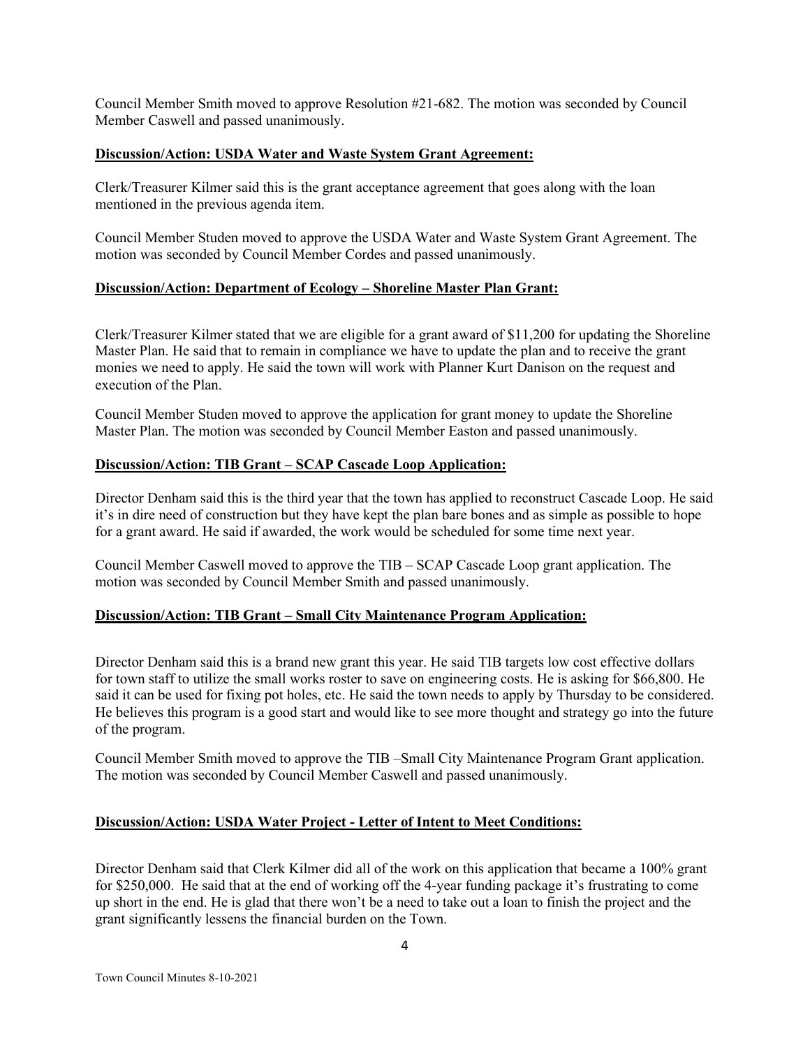Council Member Smith moved to approve Resolution #21-682. The motion was seconded by Council Member Caswell and passed unanimously.

**Discussion/Action: USDA Water and Waste System Grant Agreement:**

Clerk/Treasurer Kilmer said this is the grant acceptance agreement that goes along with the loan mentioned in the previous agenda item.

Council Member Studen moved to approve the USDA Water and Waste System Grant Agreement. The motion was seconded by Council Member Cordes and passed unanimously.

**Discussion/Action: Department of Ecology – Shoreline Master Plan Grant:**

Clerk/Treasurer Kilmer stated that we are eligible for a grant award of $11,200 for updating the Shoreline Master Plan. He said that to remain in compliance we have to update the plan and to receive the grant monies we need to apply. He said the town will work with Planner Kurt Danison on the request and execution of the Plan.

Council Member Studen moved to approve the application for grant money to update the Shoreline Master Plan. The motion was seconded by Council Member Easton and passed unanimously.

**Discussion/Action: TIB Grant – SCAP Cascade Loop Application:**

Director Denham said this is the third year that the town has applied to reconstruct Cascade Loop. He said it's in dire need of construction but they have kept the plan bare bones and as simple as possible to hope for a grant award. He said if awarded, the work would be scheduled for some time next year.

Council Member Caswell moved to approve the TIB – SCAP Cascade Loop grant application. The motion was seconded by Council Member Smith and passed unanimously.

**Discussion/Action: TIB Grant – Small City Maintenance Program Application:**

Director Denham said this is a brand new grant this year. He said TIB targets low cost effective dollars for town staff to utilize the small works roster to save on engineering costs. He is asking for $66,800. He said it can be used for fixing pot holes, etc. He said the town needs to apply by Thursday to be considered. He believes this program is a good start and would like to see more thought and strategy go into the future of the program.

Council Member Smith moved to approve the TIB –Small City Maintenance Program Grant application. The motion was seconded by Council Member Caswell and passed unanimously.

**Discussion/Action: USDA Water Project - Letter of Intent to Meet Conditions:**

Director Denham said that Clerk Kilmer did all of the work on this application that became a 100% grant for $250,000. He said that at the end of working off the 4-year funding package it's frustrating to come up short in the end. He is glad that there won't be a need to take out a loan to finish the project and the grant significantly lessens the financial burden on the Town.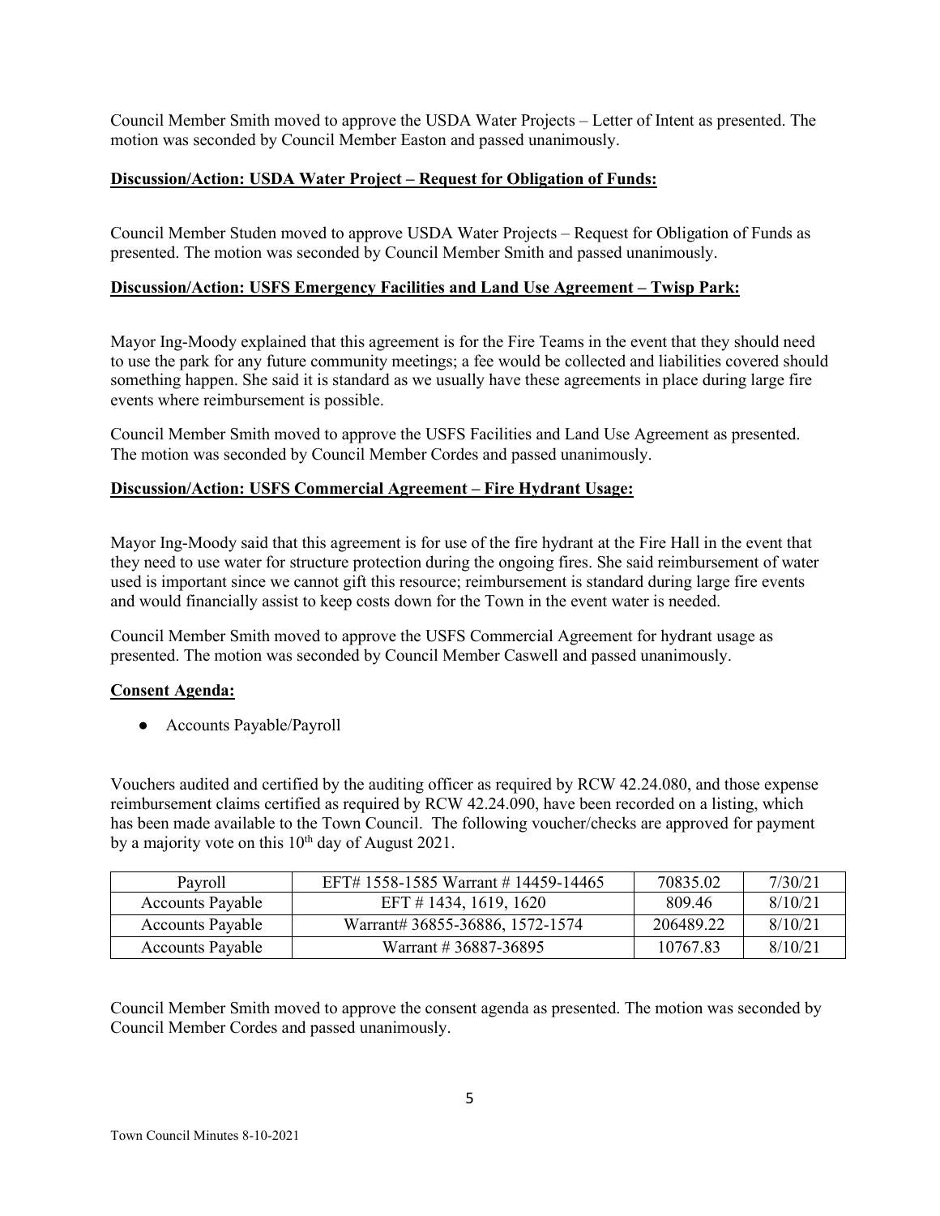Council Member Smith moved to approve the USDA Water Projects – Letter of Intent as presented. The motion was seconded by Council Member Easton and passed unanimously.

**Discussion/Action: USDA Water Project – Request for Obligation of Funds:**

Council Member Studen moved to approve USDA Water Projects – Request for Obligation of Funds as presented. The motion was seconded by Council Member Smith and passed unanimously.

**Discussion/Action: USFS Emergency Facilities and Land Use Agreement – Twisp Park:**

Mayor Ing-Moody explained that this agreement is for the Fire Teams in the event that they should need to use the park for any future community meetings; a fee would be collected and liabilities covered should something happen. She said it is standard as we usually have these agreements in place during large fire events where reimbursement is possible.

Council Member Smith moved to approve the USFS Facilities and Land Use Agreement as presented. The motion was seconded by Council Member Cordes and passed unanimously.

**Discussion/Action: USFS Commercial Agreement – Fire Hydrant Usage:**

Mayor Ing-Moody said that this agreement is for use of the fire hydrant at the Fire Hall in the event that they need to use water for structure protection during the ongoing fires. She said reimbursement of water used is important since we cannot gift this resource; reimbursement is standard during large fire events and would financially assist to keep costs down for the Town in the event water is needed.

Council Member Smith moved to approve the USFS Commercial Agreement for hydrant usage as presented. The motion was seconded by Council Member Caswell and passed unanimously.

**Consent Agenda:**

- Accounts Payable/Payroll

Vouchers audited and certified by the auditing officer as required by RCW 42.24.080, and those expense reimbursement claims certified as required by RCW 42.24.090, have been recorded on a listing, which has been made available to the Town Council. The following voucher/checks are approved for payment by a majority vote on this 10th day of August 2021.

| Payroll | EFT# 1558-1585 Warrant # 14459-14465 | 70835.02 | 7/30/21 |
|---|---|---|---|
| Accounts Payable | EFT # 1434, 1619, 1620 | 809.46 | 8/10/21 |
| Accounts Payable | Warrant# 36855-36886, 1572-1574 | 206489.22 | 8/10/21 |
| Accounts Payable | Warrant # 36887-36895 | 10767.83 | 8/10/21 |

Council Member Smith moved to approve the consent agenda as presented. The motion was seconded by Council Member Cordes and passed unanimously.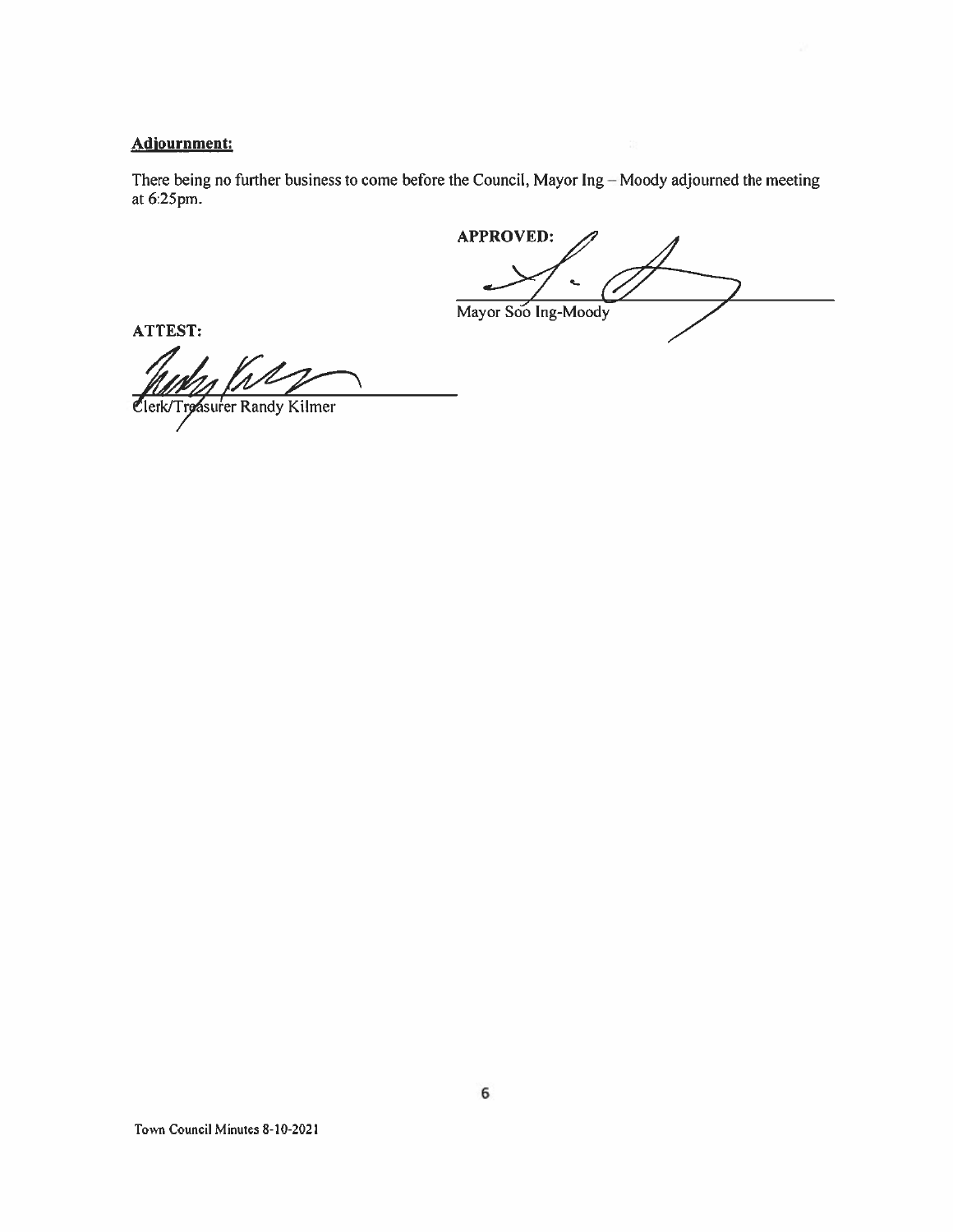**Adjournment:**

There being no further business to come before the Council, Mayor Ing – Moody adjourned the meeting at 6:25pm.

**APPROVED:**

Mayor Soo Ing-Moody

**ATTEST:**

Clerk/Treasurer Randy Kilmer

Town Council Minutes 8-10-2021